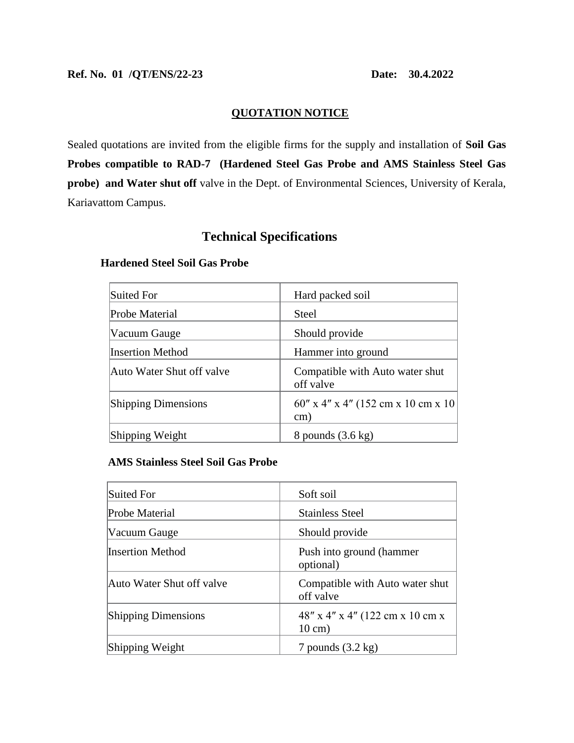**Ref. No. 01 /QT/ENS/22-23** **Date: 30.4.2022**

## QUOTATION NOTICE

Sealed quotations are invited from the eligible firms for the supply and installation of **Soil Gas Probes compatible to RAD-7 (Hardened Steel Gas Probe and AMS Stainless Steel Gas probe) and Water shut off** valve in the Dept. of Environmental Sciences, University of Kerala, Kariavattom Campus.

# Technical Specifications

### Hardened Steel Soil Gas Probe

| | |
|---|---|
| Suited For | Hard packed soil |
| Probe Material | Steel |
| Vacuum Gauge | Should provide |
| Insertion Method | Hammer into ground |
| Auto Water Shut off valve | Compatible with Auto water shut off valve |
| Shipping Dimensions | 60″ x 4″ x 4″ (152 cm x 10 cm x 10 cm) |
| Shipping Weight | 8 pounds (3.6 kg) |

### AMS Stainless Steel Soil Gas Probe

| | |
|---|---|
| Suited For | Soft soil |
| Probe Material | Stainless Steel |
| Vacuum Gauge | Should provide |
| Insertion Method | Push into ground (hammer optional) |
| Auto Water Shut off valve | Compatible with Auto water shut off valve |
| Shipping Dimensions | 48″ x 4″ x 4″ (122 cm x 10 cm x 10 cm) |
| Shipping Weight | 7 pounds (3.2 kg) |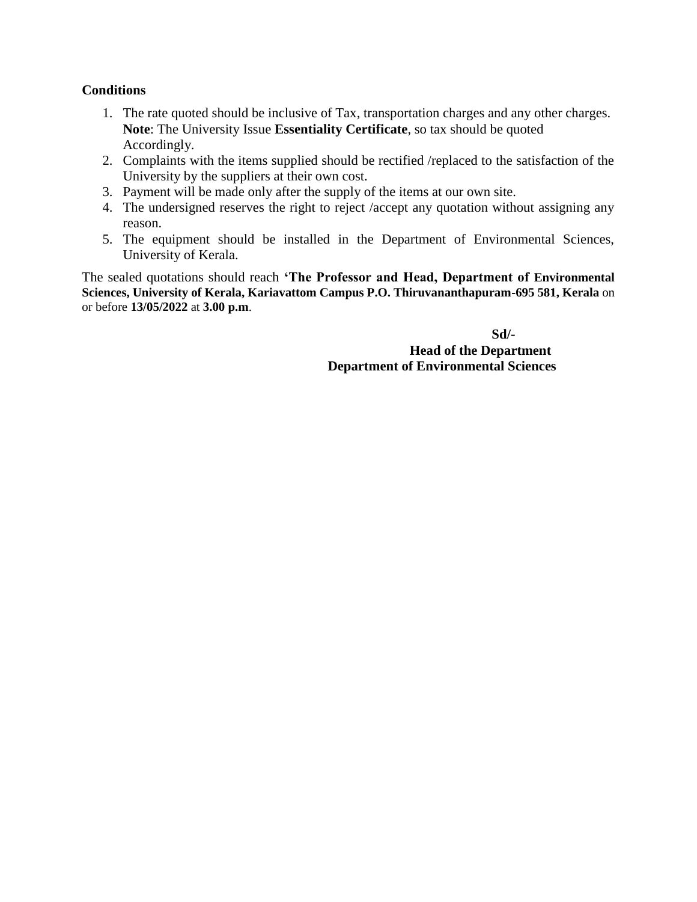**Conditions**

1. The rate quoted should be inclusive of Tax, transportation charges and any other charges. **Note**: The University Issue **Essentiality Certificate**, so tax should be quoted Accordingly.
2. Complaints with the items supplied should be rectified /replaced to the satisfaction of the University by the suppliers at their own cost.
3. Payment will be made only after the supply of the items at our own site.
4. The undersigned reserves the right to reject /accept any quotation without assigning any reason.
5. The equipment should be installed in the Department of Environmental Sciences, University of Kerala.

The sealed quotations should reach **'The Professor and Head, Department of Environmental Sciences, University of Kerala, Kariavattom Campus P.O. Thiruvananthapuram-695 581, Kerala** on or before **13/05/2022** at **3.00 p.m**.

**Sd/-**
**Head of the Department**
**Department of Environmental Sciences**